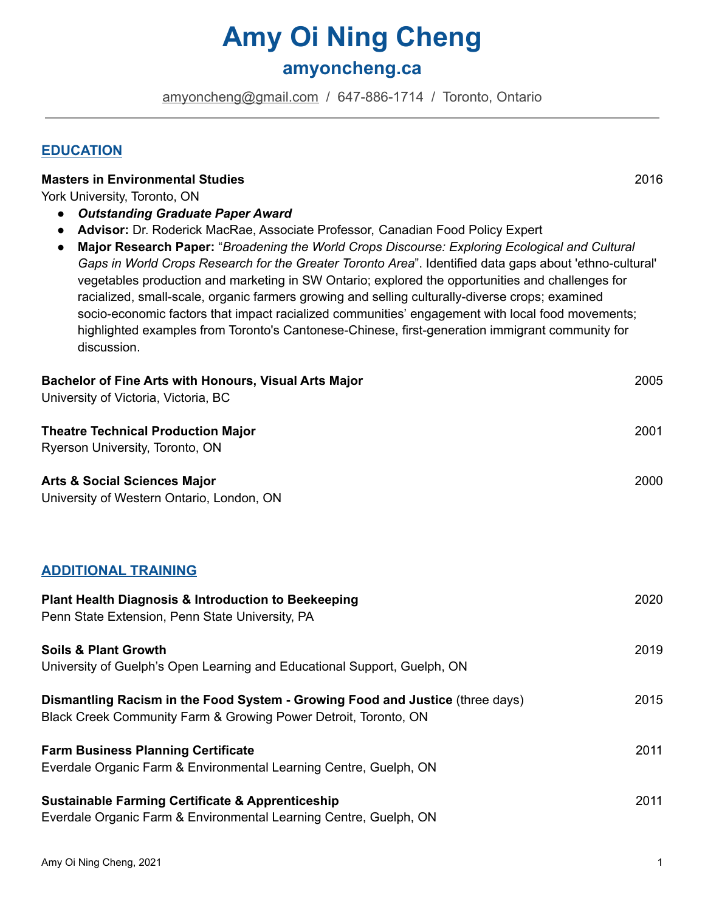# Amy Oi Ning Cheng

## amyoncheng.ca

amyoncheng@gmail.com / 647-886-1714 / Toronto, Ontario

---

## EDUCATION

**Masters in Environmental Studies** 2016
York University, Toronto, ON

- ***Outstanding Graduate Paper Award***
- **Advisor:** Dr. Roderick MacRae, Associate Professor, Canadian Food Policy Expert
- **Major Research Paper:** "*Broadening the World Crops Discourse: Exploring Ecological and Cultural Gaps in World Crops Research for the Greater Toronto Area*". Identified data gaps about 'ethno-cultural' vegetables production and marketing in SW Ontario; explored the opportunities and challenges for racialized, small-scale, organic farmers growing and selling culturally-diverse crops; examined socio-economic factors that impact racialized communities' engagement with local food movements; highlighted examples from Toronto's Cantonese-Chinese, first-generation immigrant community for discussion.

**Bachelor of Fine Arts with Honours, Visual Arts Major** 2005
University of Victoria, Victoria, BC

**Theatre Technical Production Major** 2001
Ryerson University, Toronto, ON

**Arts & Social Sciences Major** 2000
University of Western Ontario, London, ON

## ADDITIONAL TRAINING

**Plant Health Diagnosis & Introduction to Beekeeping** 2020
Penn State Extension, Penn State University, PA

**Soils & Plant Growth** 2019
University of Guelph's Open Learning and Educational Support, Guelph, ON

**Dismantling Racism in the Food System - Growing Food and Justice** (three days) 2015
Black Creek Community Farm & Growing Power Detroit, Toronto, ON

**Farm Business Planning Certificate** 2011
Everdale Organic Farm & Environmental Learning Centre, Guelph, ON

**Sustainable Farming Certificate & Apprenticeship** 2011
Everdale Organic Farm & Environmental Learning Centre, Guelph, ON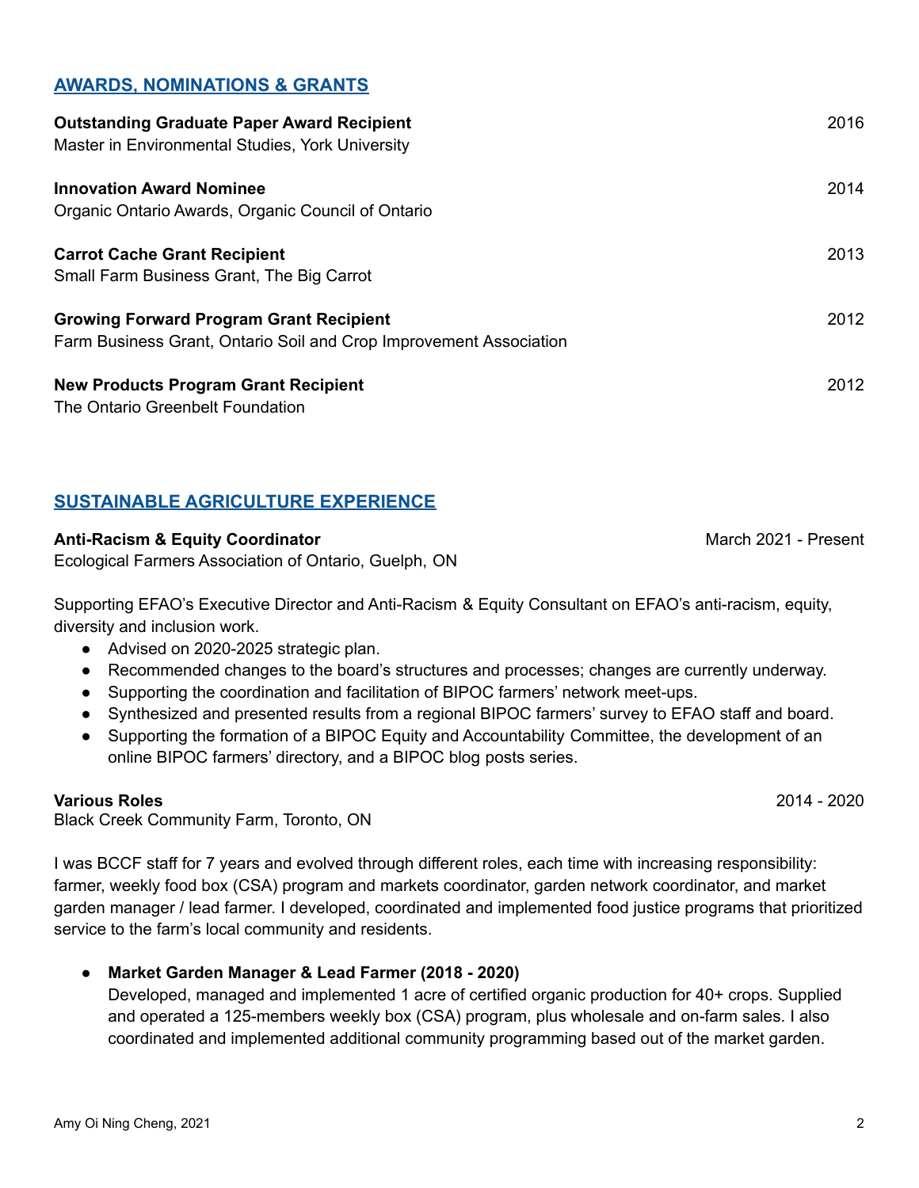## AWARDS, NOMINATIONS & GRANTS

**Outstanding Graduate Paper Award Recipient** 2016
Master in Environmental Studies, York University

**Innovation Award Nominee** 2014
Organic Ontario Awards, Organic Council of Ontario

**Carrot Cache Grant Recipient** 2013
Small Farm Business Grant, The Big Carrot

**Growing Forward Program Grant Recipient** 2012
Farm Business Grant, Ontario Soil and Crop Improvement Association

**New Products Program Grant Recipient** 2012
The Ontario Greenbelt Foundation

## SUSTAINABLE AGRICULTURE EXPERIENCE

**Anti-Racism & Equity Coordinator** March 2021 - Present
Ecological Farmers Association of Ontario, Guelph, ON

Supporting EFAO's Executive Director and Anti-Racism & Equity Consultant on EFAO's anti-racism, equity, diversity and inclusion work.

- Advised on 2020-2025 strategic plan.
- Recommended changes to the board's structures and processes; changes are currently underway.
- Supporting the coordination and facilitation of BIPOC farmers' network meet-ups.
- Synthesized and presented results from a regional BIPOC farmers' survey to EFAO staff and board.
- Supporting the formation of a BIPOC Equity and Accountability Committee, the development of an online BIPOC farmers' directory, and a BIPOC blog posts series.

**Various Roles** 2014 - 2020
Black Creek Community Farm, Toronto, ON

I was BCCF staff for 7 years and evolved through different roles, each time with increasing responsibility: farmer, weekly food box (CSA) program and markets coordinator, garden network coordinator, and market garden manager / lead farmer. I developed, coordinated and implemented food justice programs that prioritized service to the farm's local community and residents.

- **Market Garden Manager & Lead Farmer (2018 - 2020)**
  Developed, managed and implemented 1 acre of certified organic production for 40+ crops. Supplied and operated a 125-members weekly box (CSA) program, plus wholesale and on-farm sales. I also coordinated and implemented additional community programming based out of the market garden.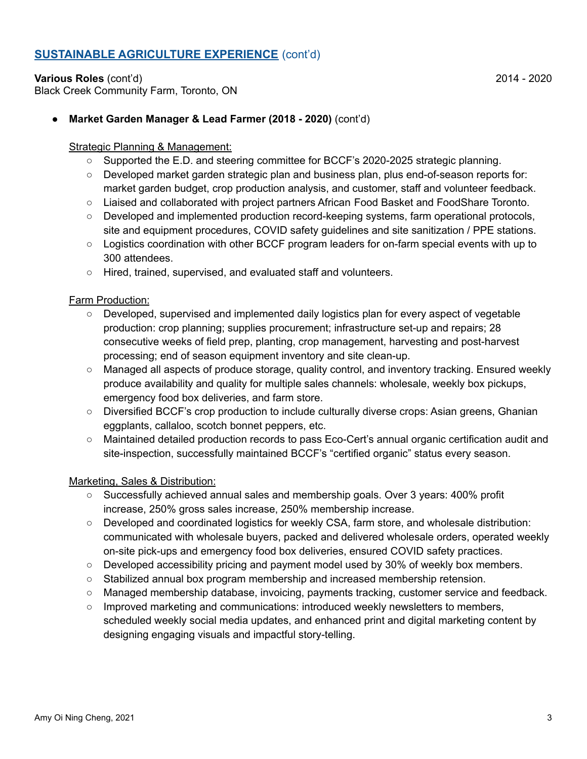## SUSTAINABLE AGRICULTURE EXPERIENCE (cont'd)

**Various Roles** (cont'd) 2014 - 2020
Black Creek Community Farm, Toronto, ON

- **Market Garden Manager & Lead Farmer (2018 - 2020)** (cont'd)

  Strategic Planning & Management:
  - Supported the E.D. and steering committee for BCCF's 2020-2025 strategic planning.
  - Developed market garden strategic plan and business plan, plus end-of-season reports for: market garden budget, crop production analysis, and customer, staff and volunteer feedback.
  - Liaised and collaborated with project partners African Food Basket and FoodShare Toronto.
  - Developed and implemented production record-keeping systems, farm operational protocols, site and equipment procedures, COVID safety guidelines and site sanitization / PPE stations.
  - Logistics coordination with other BCCF program leaders for on-farm special events with up to 300 attendees.
  - Hired, trained, supervised, and evaluated staff and volunteers.

  Farm Production:
  - Developed, supervised and implemented daily logistics plan for every aspect of vegetable production: crop planning; supplies procurement; infrastructure set-up and repairs; 28 consecutive weeks of field prep, planting, crop management, harvesting and post-harvest processing; end of season equipment inventory and site clean-up.
  - Managed all aspects of produce storage, quality control, and inventory tracking. Ensured weekly produce availability and quality for multiple sales channels: wholesale, weekly box pickups, emergency food box deliveries, and farm store.
  - Diversified BCCF's crop production to include culturally diverse crops: Asian greens, Ghanian eggplants, callaloo, scotch bonnet peppers, etc.
  - Maintained detailed production records to pass Eco-Cert's annual organic certification audit and site-inspection, successfully maintained BCCF's "certified organic" status every season.

  Marketing, Sales & Distribution:
  - Successfully achieved annual sales and membership goals. Over 3 years: 400% profit increase, 250% gross sales increase, 250% membership increase.
  - Developed and coordinated logistics for weekly CSA, farm store, and wholesale distribution: communicated with wholesale buyers, packed and delivered wholesale orders, operated weekly on-site pick-ups and emergency food box deliveries, ensured COVID safety practices.
  - Developed accessibility pricing and payment model used by 30% of weekly box members.
  - Stabilized annual box program membership and increased membership retension.
  - Managed membership database, invoicing, payments tracking, customer service and feedback.
  - Improved marketing and communications: introduced weekly newsletters to members, scheduled weekly social media updates, and enhanced print and digital marketing content by designing engaging visuals and impactful story-telling.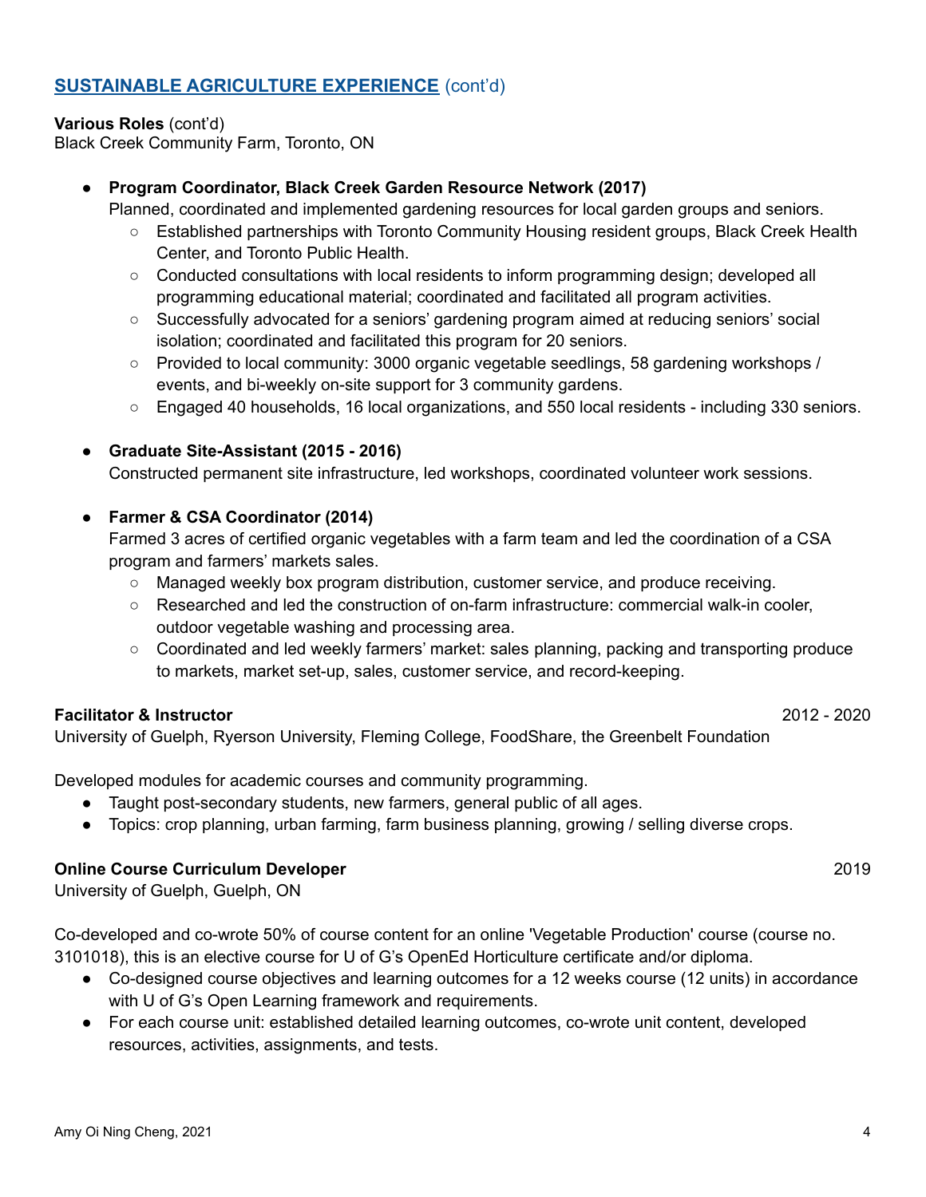## **SUSTAINABLE AGRICULTURE EXPERIENCE** (cont'd)

**Various Roles** (cont'd)
Black Creek Community Farm, Toronto, ON

- **Program Coordinator, Black Creek Garden Resource Network (2017)**
  Planned, coordinated and implemented gardening resources for local garden groups and seniors.
  - Established partnerships with Toronto Community Housing resident groups, Black Creek Health Center, and Toronto Public Health.
  - Conducted consultations with local residents to inform programming design; developed all programming educational material; coordinated and facilitated all program activities.
  - Successfully advocated for a seniors' gardening program aimed at reducing seniors' social isolation; coordinated and facilitated this program for 20 seniors.
  - Provided to local community: 3000 organic vegetable seedlings, 58 gardening workshops / events, and bi-weekly on-site support for 3 community gardens.
  - Engaged 40 households, 16 local organizations, and 550 local residents - including 330 seniors.

- **Graduate Site-Assistant (2015 - 2016)**
  Constructed permanent site infrastructure, led workshops, coordinated volunteer work sessions.

- **Farmer & CSA Coordinator (2014)**
  Farmed 3 acres of certified organic vegetables with a farm team and led the coordination of a CSA program and farmers' markets sales.
  - Managed weekly box program distribution, customer service, and produce receiving.
  - Researched and led the construction of on-farm infrastructure: commercial walk-in cooler, outdoor vegetable washing and processing area.
  - Coordinated and led weekly farmers' market: sales planning, packing and transporting produce to markets, market set-up, sales, customer service, and record-keeping.

**Facilitator & Instructor** 2012 - 2020
University of Guelph, Ryerson University, Fleming College, FoodShare, the Greenbelt Foundation

Developed modules for academic courses and community programming.

- Taught post-secondary students, new farmers, general public of all ages.
- Topics: crop planning, urban farming, farm business planning, growing / selling diverse crops.

**Online Course Curriculum Developer** 2019
University of Guelph, Guelph, ON

Co-developed and co-wrote 50% of course content for an online 'Vegetable Production' course (course no. 3101018), this is an elective course for U of G's OpenEd Horticulture certificate and/or diploma.

- Co-designed course objectives and learning outcomes for a 12 weeks course (12 units) in accordance with U of G's Open Learning framework and requirements.
- For each course unit: established detailed learning outcomes, co-wrote unit content, developed resources, activities, assignments, and tests.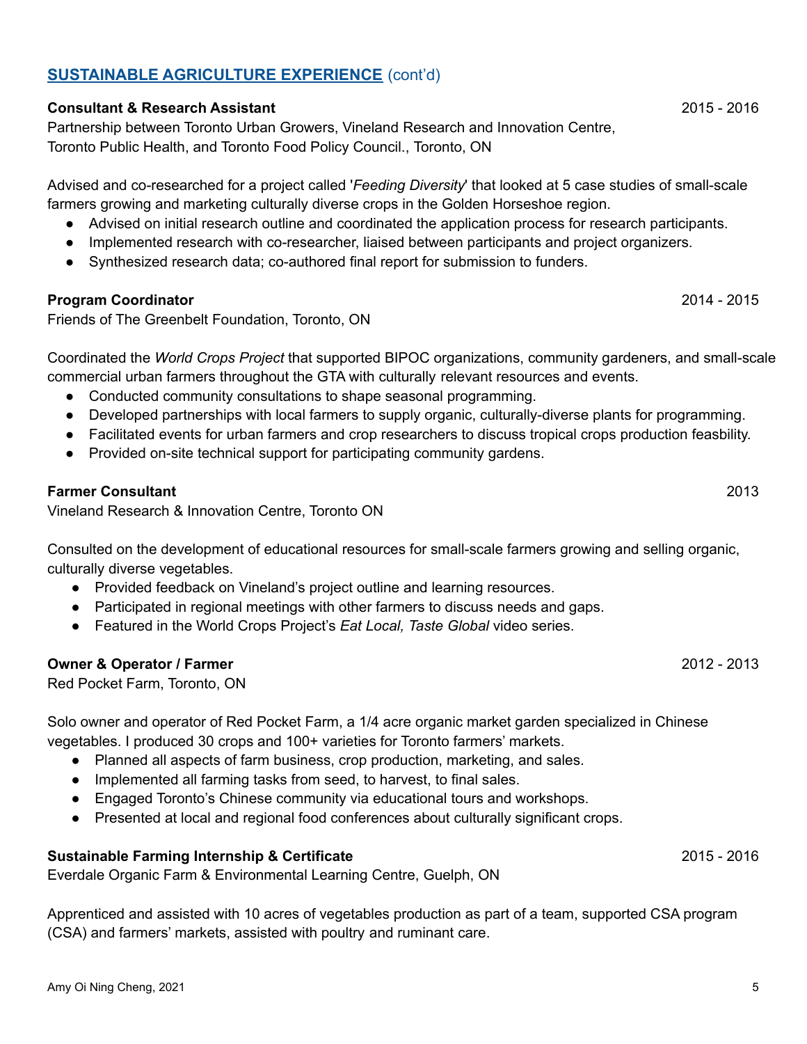## SUSTAINABLE AGRICULTURE EXPERIENCE (cont'd)

**Consultant & Research Assistant** 2015 - 2016
Partnership between Toronto Urban Growers, Vineland Research and Innovation Centre, Toronto Public Health, and Toronto Food Policy Council., Toronto, ON

Advised and co-researched for a project called '*Feeding Diversity*' that looked at 5 case studies of small-scale farmers growing and marketing culturally diverse crops in the Golden Horseshoe region.

- Advised on initial research outline and coordinated the application process for research participants.
- Implemented research with co-researcher, liaised between participants and project organizers.
- Synthesized research data; co-authored final report for submission to funders.

**Program Coordinator** 2014 - 2015
Friends of The Greenbelt Foundation, Toronto, ON

Coordinated the *World Crops Project* that supported BIPOC organizations, community gardeners, and small-scale commercial urban farmers throughout the GTA with culturally relevant resources and events.

- Conducted community consultations to shape seasonal programming.
- Developed partnerships with local farmers to supply organic, culturally-diverse plants for programming.
- Facilitated events for urban farmers and crop researchers to discuss tropical crops production feasbility.
- Provided on-site technical support for participating community gardens.

**Farmer Consultant** 2013
Vineland Research & Innovation Centre, Toronto ON

Consulted on the development of educational resources for small-scale farmers growing and selling organic, culturally diverse vegetables.

- Provided feedback on Vineland's project outline and learning resources.
- Participated in regional meetings with other farmers to discuss needs and gaps.
- Featured in the World Crops Project's *Eat Local, Taste Global* video series.

**Owner & Operator / Farmer** 2012 - 2013
Red Pocket Farm, Toronto, ON

Solo owner and operator of Red Pocket Farm, a 1/4 acre organic market garden specialized in Chinese vegetables. I produced 30 crops and 100+ varieties for Toronto farmers' markets.

- Planned all aspects of farm business, crop production, marketing, and sales.
- Implemented all farming tasks from seed, to harvest, to final sales.
- Engaged Toronto's Chinese community via educational tours and workshops.
- Presented at local and regional food conferences about culturally significant crops.

**Sustainable Farming Internship & Certificate** 2015 - 2016
Everdale Organic Farm & Environmental Learning Centre, Guelph, ON

Apprenticed and assisted with 10 acres of vegetables production as part of a team, supported CSA program (CSA) and farmers' markets, assisted with poultry and ruminant care.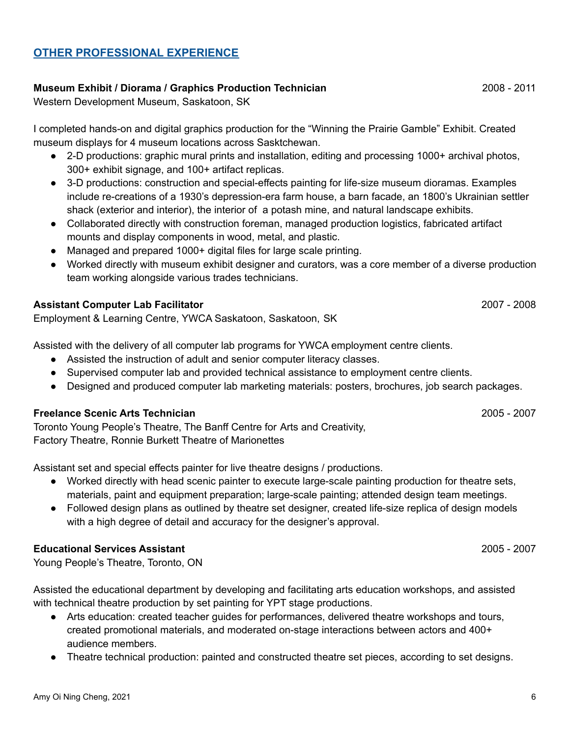## OTHER PROFESSIONAL EXPERIENCE

**Museum Exhibit / Diorama / Graphics Production Technician** 2008 - 2011
Western Development Museum, Saskatoon, SK

I completed hands-on and digital graphics production for the “Winning the Prairie Gamble” Exhibit. Created museum displays for 4 museum locations across Sasktchewan.

- 2-D productions: graphic mural prints and installation, editing and processing 1000+ archival photos, 300+ exhibit signage, and 100+ artifact replicas.
- 3-D productions: construction and special-effects painting for life-size museum dioramas. Examples include re-creations of a 1930’s depression-era farm house, a barn facade, an 1800’s Ukrainian settler shack (exterior and interior), the interior of a potash mine, and natural landscape exhibits.
- Collaborated directly with construction foreman, managed production logistics, fabricated artifact mounts and display components in wood, metal, and plastic.
- Managed and prepared 1000+ digital files for large scale printing.
- Worked directly with museum exhibit designer and curators, was a core member of a diverse production team working alongside various trades technicians.

**Assistant Computer Lab Facilitator** 2007 - 2008
Employment & Learning Centre, YWCA Saskatoon, Saskatoon, SK

Assisted with the delivery of all computer lab programs for YWCA employment centre clients.

- Assisted the instruction of adult and senior computer literacy classes.
- Supervised computer lab and provided technical assistance to employment centre clients.
- Designed and produced computer lab marketing materials: posters, brochures, job search packages.

**Freelance Scenic Arts Technician** 2005 - 2007
Toronto Young People’s Theatre, The Banff Centre for Arts and Creativity,
Factory Theatre, Ronnie Burkett Theatre of Marionettes

Assistant set and special effects painter for live theatre designs / productions.

- Worked directly with head scenic painter to execute large-scale painting production for theatre sets, materials, paint and equipment preparation; large-scale painting; attended design team meetings.
- Followed design plans as outlined by theatre set designer, created life-size replica of design models with a high degree of detail and accuracy for the designer’s approval.

**Educational Services Assistant** 2005 - 2007
Young People’s Theatre, Toronto, ON

Assisted the educational department by developing and facilitating arts education workshops, and assisted with technical theatre production by set painting for YPT stage productions.

- Arts education: created teacher guides for performances, delivered theatre workshops and tours, created promotional materials, and moderated on-stage interactions between actors and 400+ audience members.
- Theatre technical production: painted and constructed theatre set pieces, according to set designs.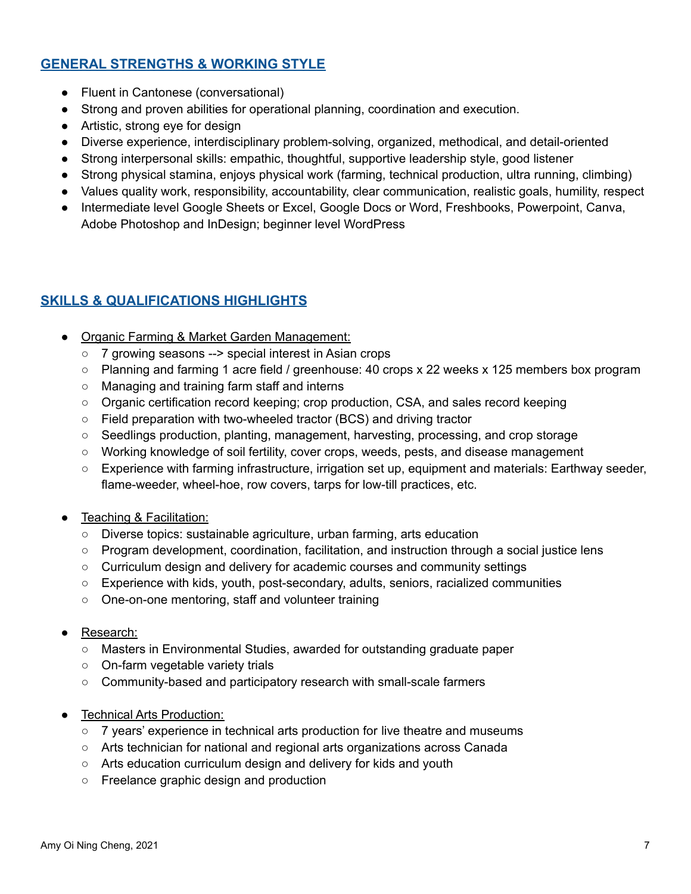## GENERAL STRENGTHS & WORKING STYLE

- Fluent in Cantonese (conversational)
- Strong and proven abilities for operational planning, coordination and execution.
- Artistic, strong eye for design
- Diverse experience, interdisciplinary problem-solving, organized, methodical, and detail-oriented
- Strong interpersonal skills: empathic, thoughtful, supportive leadership style, good listener
- Strong physical stamina, enjoys physical work (farming, technical production, ultra running, climbing)
- Values quality work, responsibility, accountability, clear communication, realistic goals, humility, respect
- Intermediate level Google Sheets or Excel, Google Docs or Word, Freshbooks, Powerpoint, Canva, Adobe Photoshop and InDesign; beginner level WordPress

## SKILLS & QUALIFICATIONS HIGHLIGHTS

- Organic Farming & Market Garden Management:
  - 7 growing seasons --> special interest in Asian crops
  - Planning and farming 1 acre field / greenhouse: 40 crops x 22 weeks x 125 members box program
  - Managing and training farm staff and interns
  - Organic certification record keeping; crop production, CSA, and sales record keeping
  - Field preparation with two-wheeled tractor (BCS) and driving tractor
  - Seedlings production, planting, management, harvesting, processing, and crop storage
  - Working knowledge of soil fertility, cover crops, weeds, pests, and disease management
  - Experience with farming infrastructure, irrigation set up, equipment and materials: Earthway seeder, flame-weeder, wheel-hoe, row covers, tarps for low-till practices, etc.
- Teaching & Facilitation:
  - Diverse topics: sustainable agriculture, urban farming, arts education
  - Program development, coordination, facilitation, and instruction through a social justice lens
  - Curriculum design and delivery for academic courses and community settings
  - Experience with kids, youth, post-secondary, adults, seniors, racialized communities
  - One-on-one mentoring, staff and volunteer training
- Research:
  - Masters in Environmental Studies, awarded for outstanding graduate paper
  - On-farm vegetable variety trials
  - Community-based and participatory research with small-scale farmers
- Technical Arts Production:
  - 7 years' experience in technical arts production for live theatre and museums
  - Arts technician for national and regional arts organizations across Canada
  - Arts education curriculum design and delivery for kids and youth
  - Freelance graphic design and production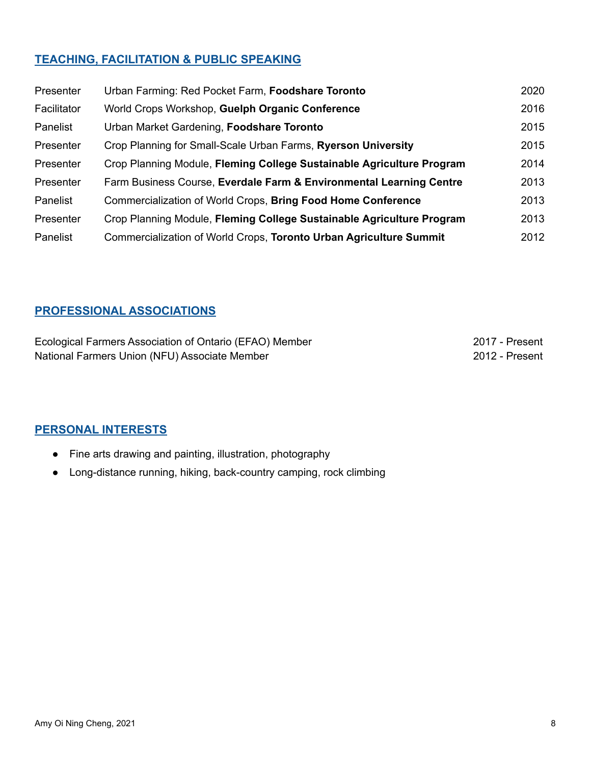## TEACHING, FACILITATION & PUBLIC SPEAKING

| | | |
|---|---|---|
| Presenter | Urban Farming: Red Pocket Farm, **Foodshare Toronto** | 2020 |
| Facilitator | World Crops Workshop, **Guelph Organic Conference** | 2016 |
| Panelist | Urban Market Gardening, **Foodshare Toronto** | 2015 |
| Presenter | Crop Planning for Small-Scale Urban Farms, **Ryerson University** | 2015 |
| Presenter | Crop Planning Module, **Fleming College Sustainable Agriculture Program** | 2014 |
| Presenter | Farm Business Course, **Everdale Farm & Environmental Learning Centre** | 2013 |
| Panelist | Commercialization of World Crops, **Bring Food Home Conference** | 2013 |
| Presenter | Crop Planning Module, **Fleming College Sustainable Agriculture Program** | 2013 |
| Panelist | Commercialization of World Crops, **Toronto Urban Agriculture Summit** | 2012 |

## PROFESSIONAL ASSOCIATIONS

| | |
|---|---|
| Ecological Farmers Association of Ontario (EFAO) Member | 2017 - Present |
| National Farmers Union (NFU) Associate Member | 2012 - Present |

## PERSONAL INTERESTS

- Fine arts drawing and painting, illustration, photography
- Long-distance running, hiking, back-country camping, rock climbing